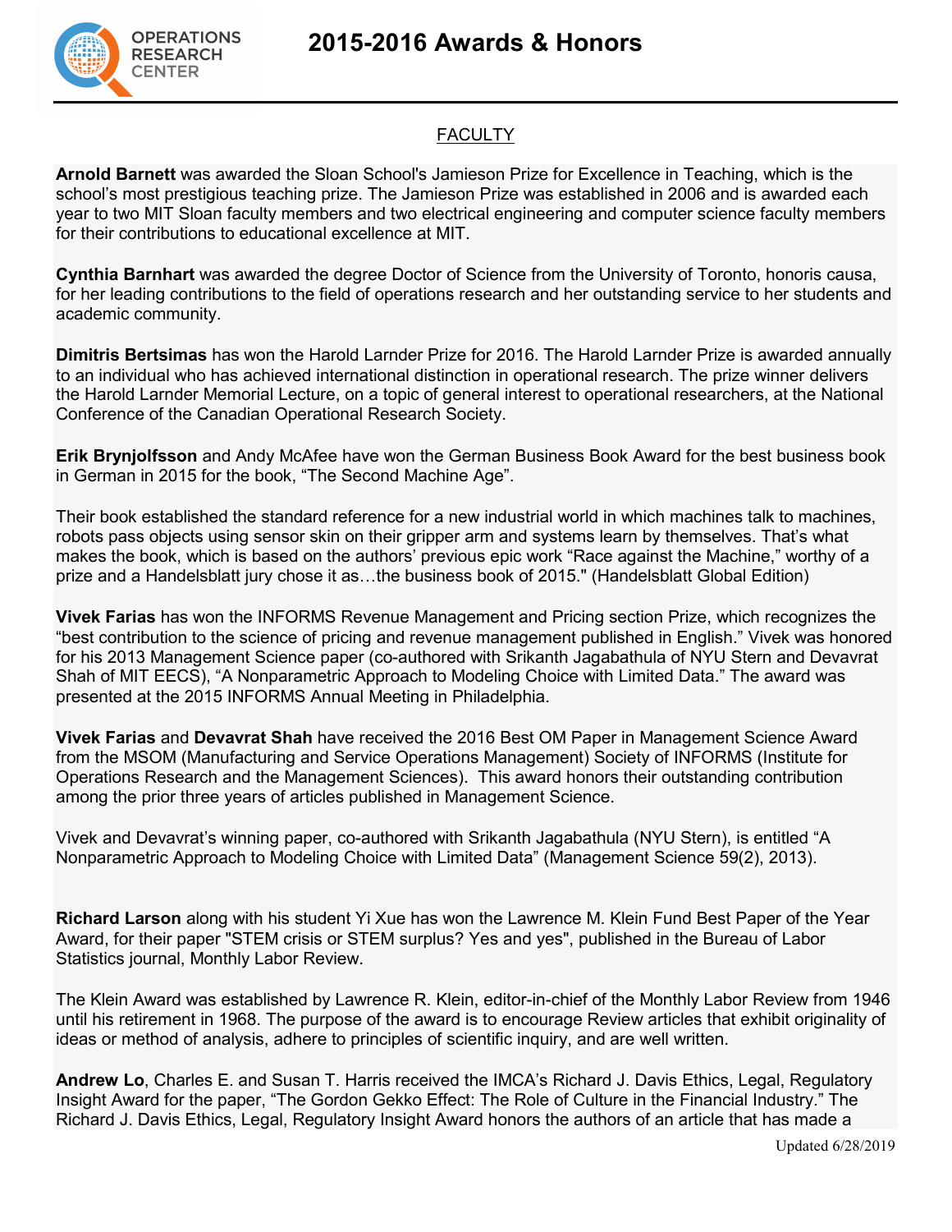# 2015-2016 Awards & Honors

## FACULTY

**Arnold Barnett** was awarded the Sloan School's Jamieson Prize for Excellence in Teaching, which is the school's most prestigious teaching prize. The Jamieson Prize was established in 2006 and is awarded each year to two MIT Sloan faculty members and two electrical engineering and computer science faculty members for their contributions to educational excellence at MIT.

**Cynthia Barnhart** was awarded the degree Doctor of Science from the University of Toronto, honoris causa, for her leading contributions to the field of operations research and her outstanding service to her students and academic community.

**Dimitris Bertsimas** has won the Harold Larnder Prize for 2016. The Harold Larnder Prize is awarded annually to an individual who has achieved international distinction in operational research. The prize winner delivers the Harold Larnder Memorial Lecture, on a topic of general interest to operational researchers, at the National Conference of the Canadian Operational Research Society.

**Erik Brynjolfsson** and Andy McAfee have won the German Business Book Award for the best business book in German in 2015 for the book, "The Second Machine Age".

Their book established the standard reference for a new industrial world in which machines talk to machines, robots pass objects using sensor skin on their gripper arm and systems learn by themselves. That's what makes the book, which is based on the authors' previous epic work "Race against the Machine," worthy of a prize and a Handelsblatt jury chose it as…the business book of 2015." (Handelsblatt Global Edition)

**Vivek Farias** has won the INFORMS Revenue Management and Pricing section Prize, which recognizes the "best contribution to the science of pricing and revenue management published in English." Vivek was honored for his 2013 Management Science paper (co-authored with Srikanth Jagabathula of NYU Stern and Devavrat Shah of MIT EECS), "A Nonparametric Approach to Modeling Choice with Limited Data." The award was presented at the 2015 INFORMS Annual Meeting in Philadelphia.

**Vivek Farias** and **Devavrat Shah** have received the 2016 Best OM Paper in Management Science Award from the MSOM (Manufacturing and Service Operations Management) Society of INFORMS (Institute for Operations Research and the Management Sciences). This award honors their outstanding contribution among the prior three years of articles published in Management Science.

Vivek and Devavrat's winning paper, co-authored with Srikanth Jagabathula (NYU Stern), is entitled "A Nonparametric Approach to Modeling Choice with Limited Data" (Management Science 59(2), 2013).

**Richard Larson** along with his student Yi Xue has won the Lawrence M. Klein Fund Best Paper of the Year Award, for their paper "STEM crisis or STEM surplus? Yes and yes", published in the Bureau of Labor Statistics journal, Monthly Labor Review.

The Klein Award was established by Lawrence R. Klein, editor-in-chief of the Monthly Labor Review from 1946 until his retirement in 1968. The purpose of the award is to encourage Review articles that exhibit originality of ideas or method of analysis, adhere to principles of scientific inquiry, and are well written.

**Andrew Lo**, Charles E. and Susan T. Harris received the IMCA's Richard J. Davis Ethics, Legal, Regulatory Insight Award for the paper, "The Gordon Gekko Effect: The Role of Culture in the Financial Industry." The Richard J. Davis Ethics, Legal, Regulatory Insight Award honors the authors of an article that has made a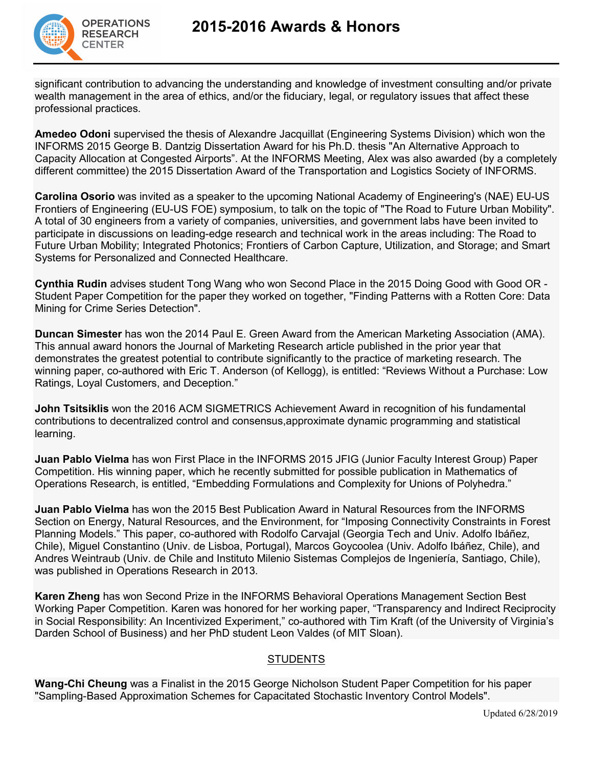significant contribution to advancing the understanding and knowledge of investment consulting and/or private wealth management in the area of ethics, and/or the fiduciary, legal, or regulatory issues that affect these professional practices.

**Amedeo Odoni** supervised the thesis of Alexandre Jacquillat (Engineering Systems Division) which won the INFORMS 2015 George B. Dantzig Dissertation Award for his Ph.D. thesis "An Alternative Approach to Capacity Allocation at Congested Airports". At the INFORMS Meeting, Alex was also awarded (by a completely different committee) the 2015 Dissertation Award of the Transportation and Logistics Society of INFORMS.

**Carolina Osorio** was invited as a speaker to the upcoming National Academy of Engineering's (NAE) EU-US Frontiers of Engineering (EU-US FOE) symposium, to talk on the topic of "The Road to Future Urban Mobility". A total of 30 engineers from a variety of companies, universities, and government labs have been invited to participate in discussions on leading-edge research and technical work in the areas including: The Road to Future Urban Mobility; Integrated Photonics; Frontiers of Carbon Capture, Utilization, and Storage; and Smart Systems for Personalized and Connected Healthcare.

**Cynthia Rudin** advises student Tong Wang who won Second Place in the 2015 Doing Good with Good OR - Student Paper Competition for the paper they worked on together, "Finding Patterns with a Rotten Core: Data Mining for Crime Series Detection".

**Duncan Simester** has won the 2014 Paul E. Green Award from the American Marketing Association (AMA). This annual award honors the Journal of Marketing Research article published in the prior year that demonstrates the greatest potential to contribute significantly to the practice of marketing research. The winning paper, co-authored with Eric T. Anderson (of Kellogg), is entitled: “Reviews Without a Purchase: Low Ratings, Loyal Customers, and Deception.”

**John Tsitsiklis** won the 2016 ACM SIGMETRICS Achievement Award in recognition of his fundamental contributions to decentralized control and consensus,approximate dynamic programming and statistical learning.

**Juan Pablo Vielma** has won First Place in the INFORMS 2015 JFIG (Junior Faculty Interest Group) Paper Competition. His winning paper, which he recently submitted for possible publication in Mathematics of Operations Research, is entitled, “Embedding Formulations and Complexity for Unions of Polyhedra.”

**Juan Pablo Vielma** has won the 2015 Best Publication Award in Natural Resources from the INFORMS Section on Energy, Natural Resources, and the Environment, for “Imposing Connectivity Constraints in Forest Planning Models.” This paper, co-authored with Rodolfo Carvajal (Georgia Tech and Univ. Adolfo Ibáñez, Chile), Miguel Constantino (Univ. de Lisboa, Portugal), Marcos Goycoolea (Univ. Adolfo Ibáñez, Chile), and Andres Weintraub (Univ. de Chile and Instituto Milenio Sistemas Complejos de Ingeniería, Santiago, Chile), was published in Operations Research in 2013.

**Karen Zheng** has won Second Prize in the INFORMS Behavioral Operations Management Section Best Working Paper Competition. Karen was honored for her working paper, “Transparency and Indirect Reciprocity in Social Responsibility: An Incentivized Experiment,” co-authored with Tim Kraft (of the University of Virginia’s Darden School of Business) and her PhD student Leon Valdes (of MIT Sloan).

## STUDENTS

**Wang-Chi Cheung** was a Finalist in the 2015 George Nicholson Student Paper Competition for his paper "Sampling-Based Approximation Schemes for Capacitated Stochastic Inventory Control Models".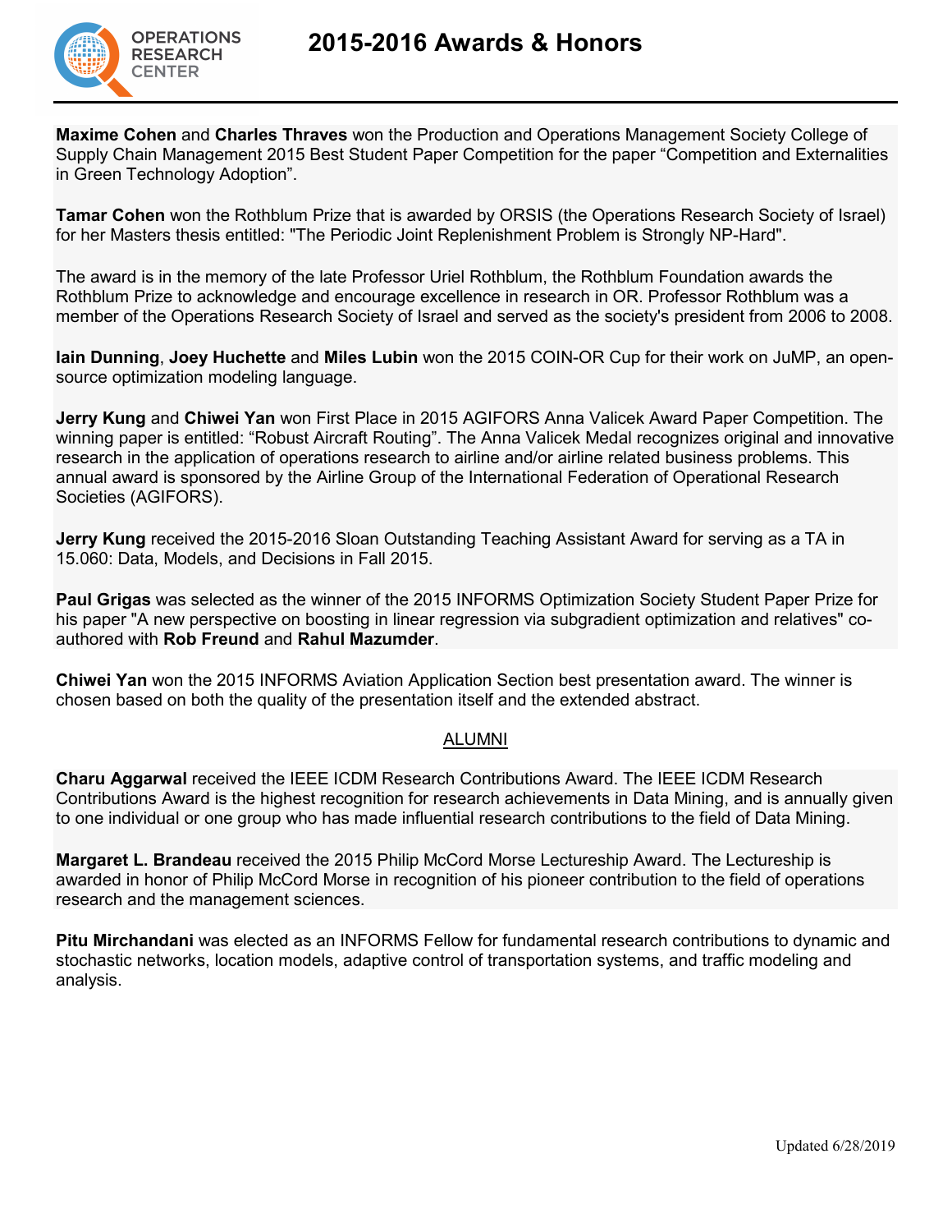# 2015-2016 Awards & Honors

**Maxime Cohen** and **Charles Thraves** won the Production and Operations Management Society College of Supply Chain Management 2015 Best Student Paper Competition for the paper "Competition and Externalities in Green Technology Adoption".

**Tamar Cohen** won the Rothblum Prize that is awarded by ORSIS (the Operations Research Society of Israel) for her Masters thesis entitled: "The Periodic Joint Replenishment Problem is Strongly NP-Hard".

The award is in the memory of the late Professor Uriel Rothblum, the Rothblum Foundation awards the Rothblum Prize to acknowledge and encourage excellence in research in OR. Professor Rothblum was a member of the Operations Research Society of Israel and served as the society's president from 2006 to 2008.

**Iain Dunning**, **Joey Huchette** and **Miles Lubin** won the 2015 COIN-OR Cup for their work on JuMP, an open-source optimization modeling language.

**Jerry Kung** and **Chiwei Yan** won First Place in 2015 AGIFORS Anna Valicek Award Paper Competition. The winning paper is entitled: "Robust Aircraft Routing". The Anna Valicek Medal recognizes original and innovative research in the application of operations research to airline and/or airline related business problems. This annual award is sponsored by the Airline Group of the International Federation of Operational Research Societies (AGIFORS).

**Jerry Kung** received the 2015-2016 Sloan Outstanding Teaching Assistant Award for serving as a TA in 15.060: Data, Models, and Decisions in Fall 2015.

**Paul Grigas** was selected as the winner of the 2015 INFORMS Optimization Society Student Paper Prize for his paper "A new perspective on boosting in linear regression via subgradient optimization and relatives" co-authored with **Rob Freund** and **Rahul Mazumder**.

**Chiwei Yan** won the 2015 INFORMS Aviation Application Section best presentation award. The winner is chosen based on both the quality of the presentation itself and the extended abstract.

## ALUMNI

**Charu Aggarwal** received the IEEE ICDM Research Contributions Award. The IEEE ICDM Research Contributions Award is the highest recognition for research achievements in Data Mining, and is annually given to one individual or one group who has made influential research contributions to the field of Data Mining.

**Margaret L. Brandeau** received the 2015 Philip McCord Morse Lectureship Award. The Lectureship is awarded in honor of Philip McCord Morse in recognition of his pioneer contribution to the field of operations research and the management sciences.

**Pitu Mirchandani** was elected as an INFORMS Fellow for fundamental research contributions to dynamic and stochastic networks, location models, adaptive control of transportation systems, and traffic modeling and analysis.

Updated 6/28/2019